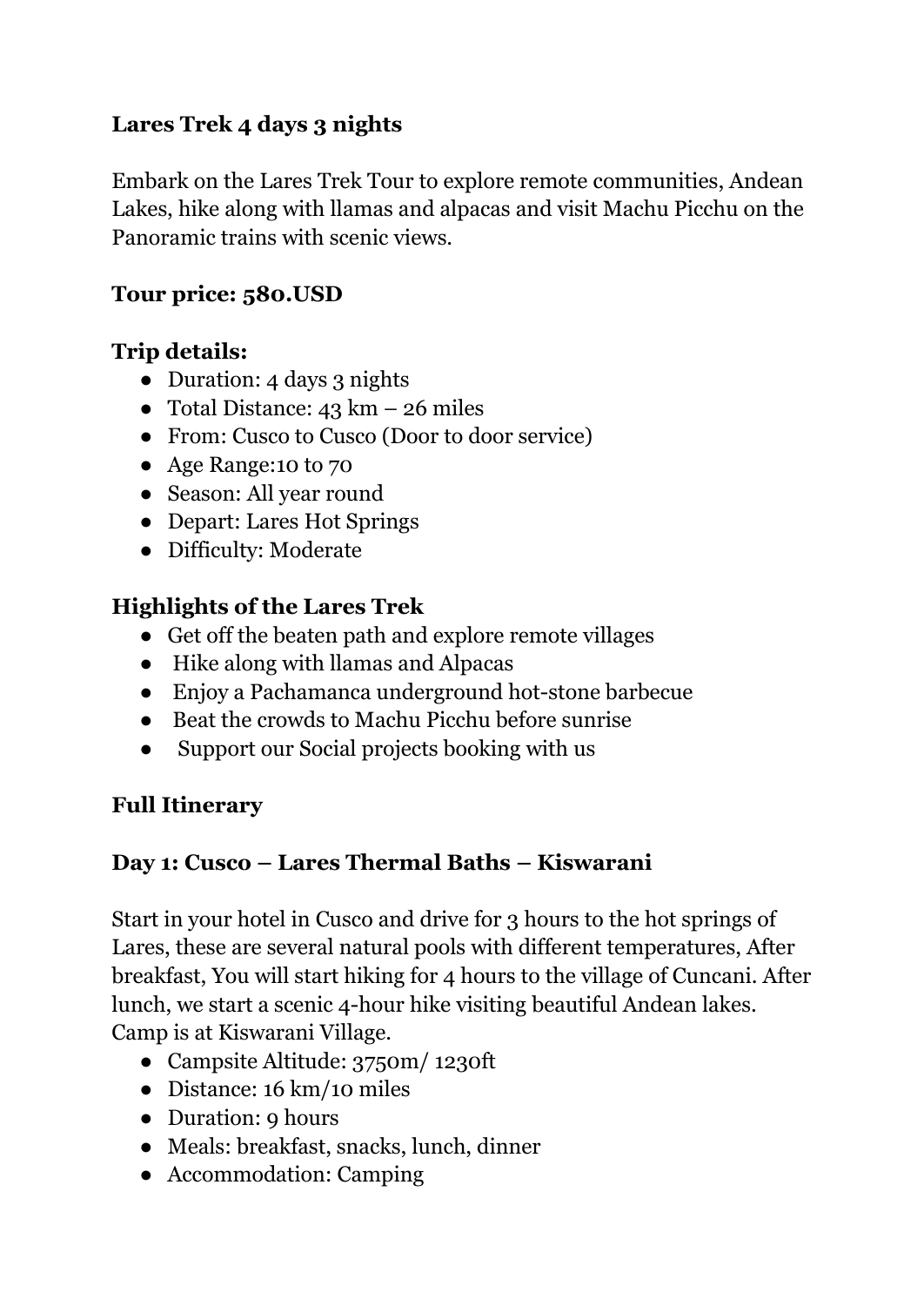# Lares Trek 4 days 3 nights

Embark on the Lares Trek Tour to explore remote communities, Andean Lakes, hike along with llamas and alpacas and visit Machu Picchu on the Panoramic trains with scenic views.

## Tour price: 580.USD

## Trip details:

- Duration: 4 days 3 nights
- Total Distance: 43 km – 26 miles
- From: Cusco to Cusco (Door to door service)
- Age Range:10 to 70
- Season: All year round
- Depart: Lares Hot Springs
- Difficulty: Moderate

## Highlights of the Lares Trek

- Get off the beaten path and explore remote villages
- Hike along with llamas and Alpacas
- Enjoy a Pachamanca underground hot-stone barbecue
- Beat the crowds to Machu Picchu before sunrise
- Support our Social projects booking with us

## Full Itinerary

### Day 1: Cusco – Lares Thermal Baths – Kiswarani

Start in your hotel in Cusco and drive for 3 hours to the hot springs of Lares, these are several natural pools with different temperatures, After breakfast, You will start hiking for 4 hours to the village of Cuncani. After lunch, we start a scenic 4-hour hike visiting beautiful Andean lakes. Camp is at Kiswarani Village.

- Campsite Altitude: 3750m/ 1230ft
- Distance: 16 km/10 miles
- Duration: 9 hours
- Meals: breakfast, snacks, lunch, dinner
- Accommodation: Camping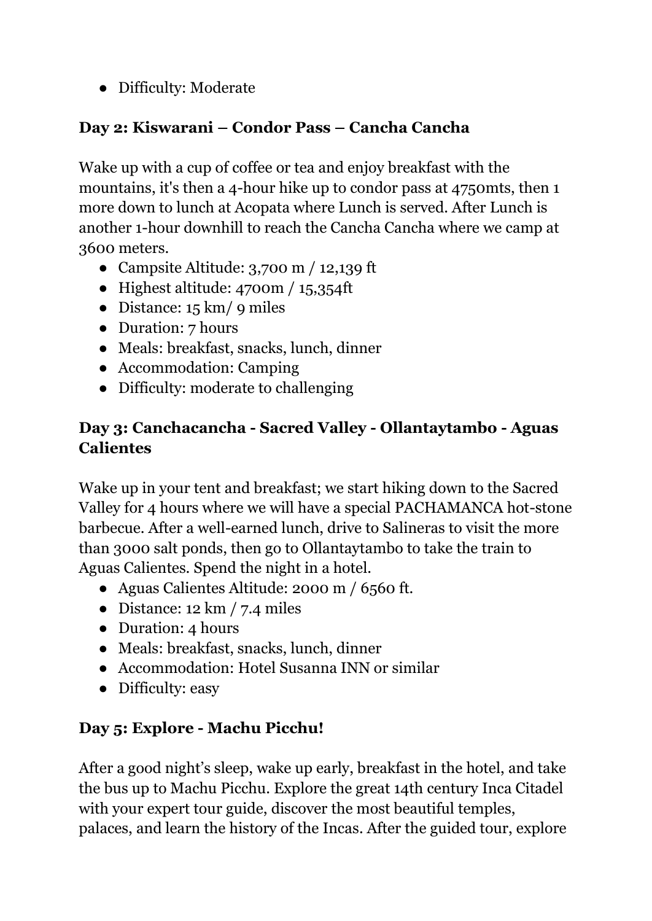- Difficulty: Moderate

### Day 2: Kiswarani – Condor Pass – Cancha Cancha

Wake up with a cup of coffee or tea and enjoy breakfast with the mountains, it's then a 4-hour hike up to condor pass at 4750mts, then 1 more down to lunch at Acopata where Lunch is served. After Lunch is another 1-hour downhill to reach the Cancha Cancha where we camp at 3600 meters.

- Campsite Altitude: 3,700 m / 12,139 ft
- Highest altitude: 4700m / 15,354ft
- Distance: 15 km/ 9 miles
- Duration: 7 hours
- Meals: breakfast, snacks, lunch, dinner
- Accommodation: Camping
- Difficulty: moderate to challenging

### Day 3: Canchacancha - Sacred Valley - Ollantaytambo - Aguas Calientes

Wake up in your tent and breakfast; we start hiking down to the Sacred Valley for 4 hours where we will have a special PACHAMANCA hot-stone barbecue. After a well-earned lunch, drive to Salineras to visit the more than 3000 salt ponds, then go to Ollantaytambo to take the train to Aguas Calientes. Spend the night in a hotel.

- Aguas Calientes Altitude: 2000 m / 6560 ft.
- Distance: 12 km / 7.4 miles
- Duration: 4 hours
- Meals: breakfast, snacks, lunch, dinner
- Accommodation: Hotel Susanna INN or similar
- Difficulty: easy

### Day 5: Explore - Machu Picchu!

After a good night's sleep, wake up early, breakfast in the hotel, and take the bus up to Machu Picchu. Explore the great 14th century Inca Citadel with your expert tour guide, discover the most beautiful temples, palaces, and learn the history of the Incas. After the guided tour, explore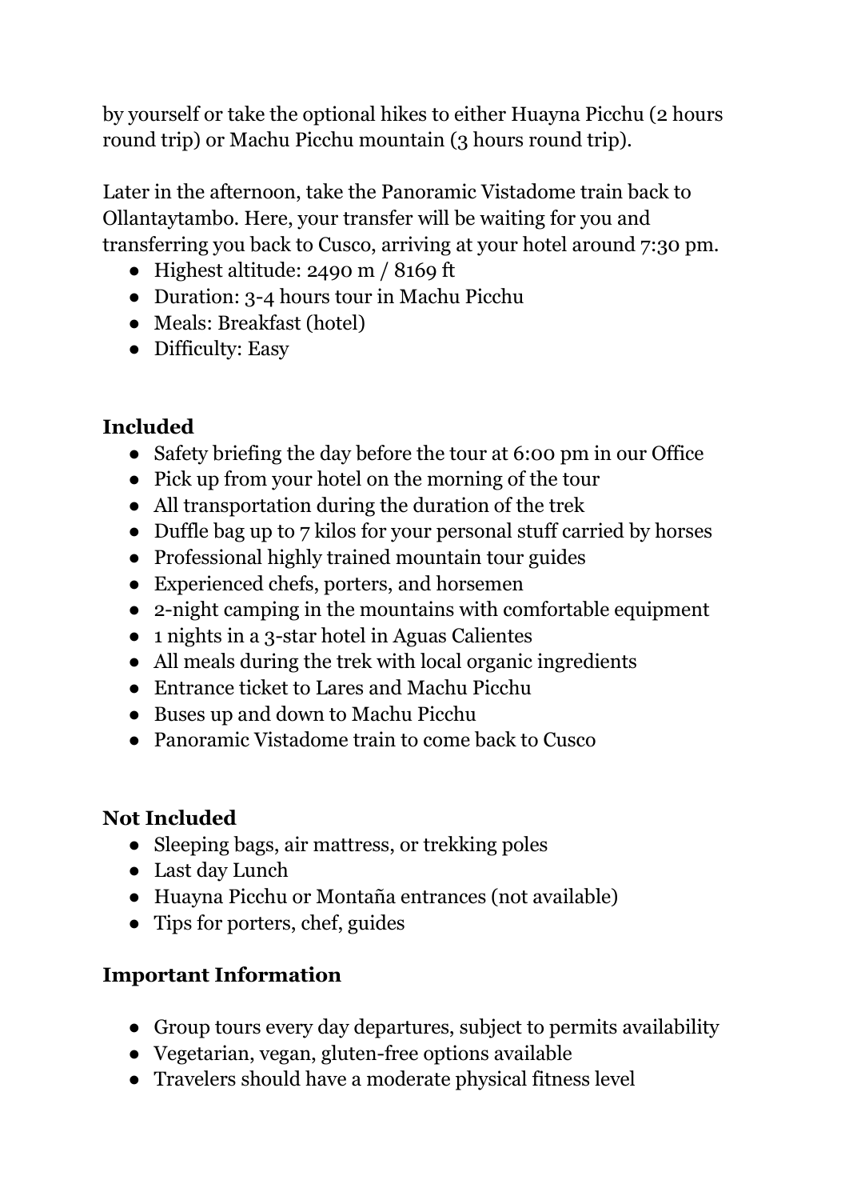by yourself or take the optional hikes to either Huayna Picchu (2 hours round trip) or Machu Picchu mountain (3 hours round trip).

Later in the afternoon, take the Panoramic Vistadome train back to Ollantaytambo. Here, your transfer will be waiting for you and transferring you back to Cusco, arriving at your hotel around 7:30 pm.

- Highest altitude: 2490 m / 8169 ft
- Duration: 3-4 hours tour in Machu Picchu
- Meals: Breakfast (hotel)
- Difficulty: Easy

**Included**

- Safety briefing the day before the tour at 6:00 pm in our Office
- Pick up from your hotel on the morning of the tour
- All transportation during the duration of the trek
- Duffle bag up to 7 kilos for your personal stuff carried by horses
- Professional highly trained mountain tour guides
- Experienced chefs, porters, and horsemen
- 2-night camping in the mountains with comfortable equipment
- 1 nights in a 3-star hotel in Aguas Calientes
- All meals during the trek with local organic ingredients
- Entrance ticket to Lares and Machu Picchu
- Buses up and down to Machu Picchu
- Panoramic Vistadome train to come back to Cusco

**Not Included**

- Sleeping bags, air mattress, or trekking poles
- Last day Lunch
- Huayna Picchu or Montaña entrances (not available)
- Tips for porters, chef, guides

**Important Information**

- Group tours every day departures, subject to permits availability
- Vegetarian, vegan, gluten-free options available
- Travelers should have a moderate physical fitness level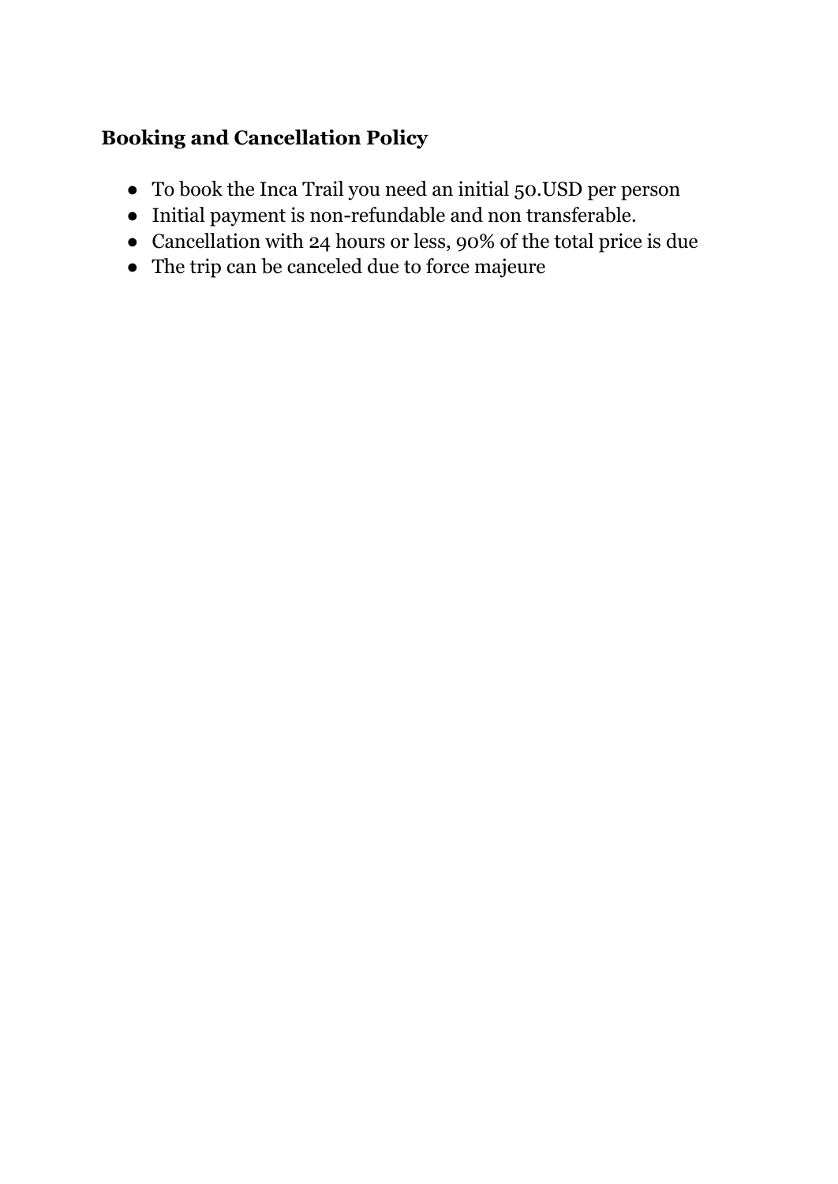### Booking and Cancellation Policy

- To book the Inca Trail you need an initial 50.USD per person
- Initial payment is non-refundable and non transferable.
- Cancellation with 24 hours or less, 90% of the total price is due
- The trip can be canceled due to force majeure